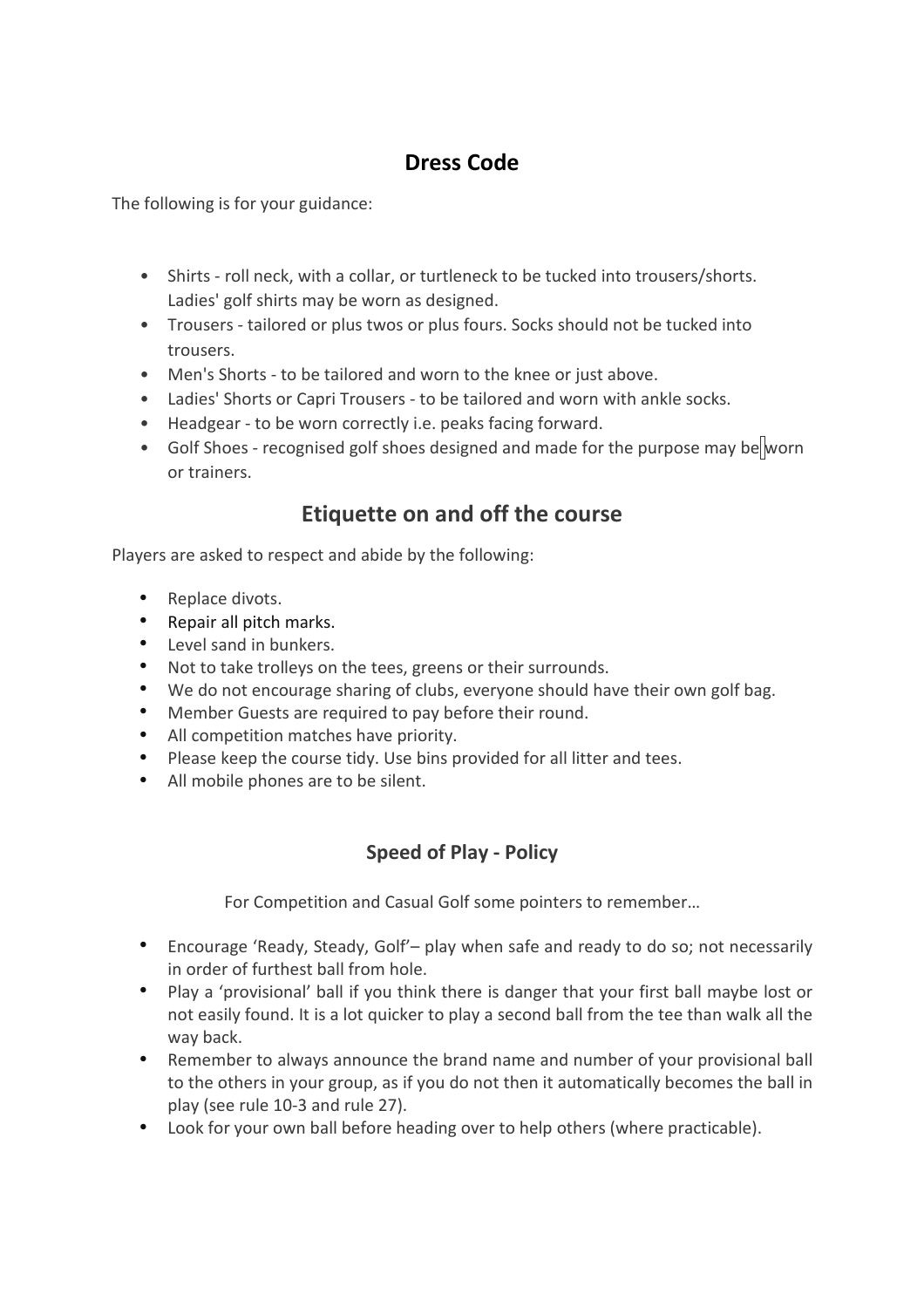## Dress Code

The following is for your guidance:

- Shirts - roll neck, with a collar, or turtleneck to be tucked into trousers/shorts. Ladies' golf shirts may be worn as designed.
- Trousers - tailored or plus twos or plus fours. Socks should not be tucked into trousers.
- Men's Shorts - to be tailored and worn to the knee or just above.
- Ladies' Shorts or Capri Trousers - to be tailored and worn with ankle socks.
- Headgear - to be worn correctly i.e. peaks facing forward.
- Golf Shoes - recognised golf shoes designed and made for the purpose may be worn or trainers.

## Etiquette on and off the course

Players are asked to respect and abide by the following:

- Replace divots.
- Repair all pitch marks.
- Level sand in bunkers.
- Not to take trolleys on the tees, greens or their surrounds.
- We do not encourage sharing of clubs, everyone should have their own golf bag.
- Member Guests are required to pay before their round.
- All competition matches have priority.
- Please keep the course tidy. Use bins provided for all litter and tees.
- All mobile phones are to be silent.

### Speed of Play - Policy

For Competition and Casual Golf some pointers to remember…

- Encourage 'Ready, Steady, Golf'– play when safe and ready to do so; not necessarily in order of furthest ball from hole.
- Play a 'provisional' ball if you think there is danger that your first ball maybe lost or not easily found. It is a lot quicker to play a second ball from the tee than walk all the way back.
- Remember to always announce the brand name and number of your provisional ball to the others in your group, as if you do not then it automatically becomes the ball in play (see rule 10-3 and rule 27).
- Look for your own ball before heading over to help others (where practicable).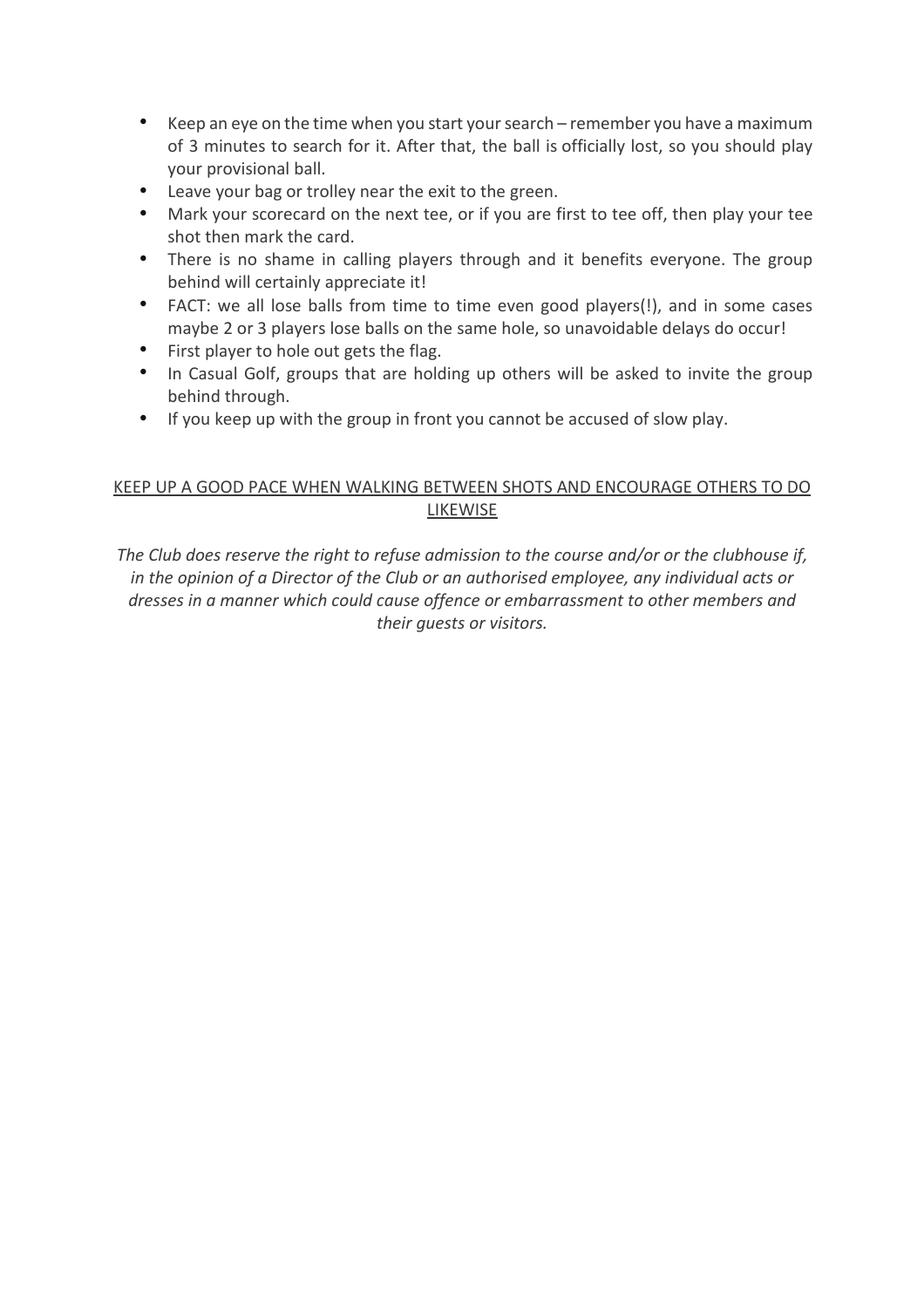- Keep an eye on the time when you start your search – remember you have a maximum of 3 minutes to search for it. After that, the ball is officially lost, so you should play your provisional ball.
- Leave your bag or trolley near the exit to the green.
- Mark your scorecard on the next tee, or if you are first to tee off, then play your tee shot then mark the card.
- There is no shame in calling players through and it benefits everyone. The group behind will certainly appreciate it!
- FACT: we all lose balls from time to time even good players(!), and in some cases maybe 2 or 3 players lose balls on the same hole, so unavoidable delays do occur!
- First player to hole out gets the flag.
- In Casual Golf, groups that are holding up others will be asked to invite the group behind through.
- If you keep up with the group in front you cannot be accused of slow play.

<u>KEEP UP A GOOD PACE WHEN WALKING BETWEEN SHOTS AND ENCOURAGE OTHERS TO DO LIKEWISE</u>

*The Club does reserve the right to refuse admission to the course and/or or the clubhouse if, in the opinion of a Director of the Club or an authorised employee, any individual acts or dresses in a manner which could cause offence or embarrassment to other members and their guests or visitors.*